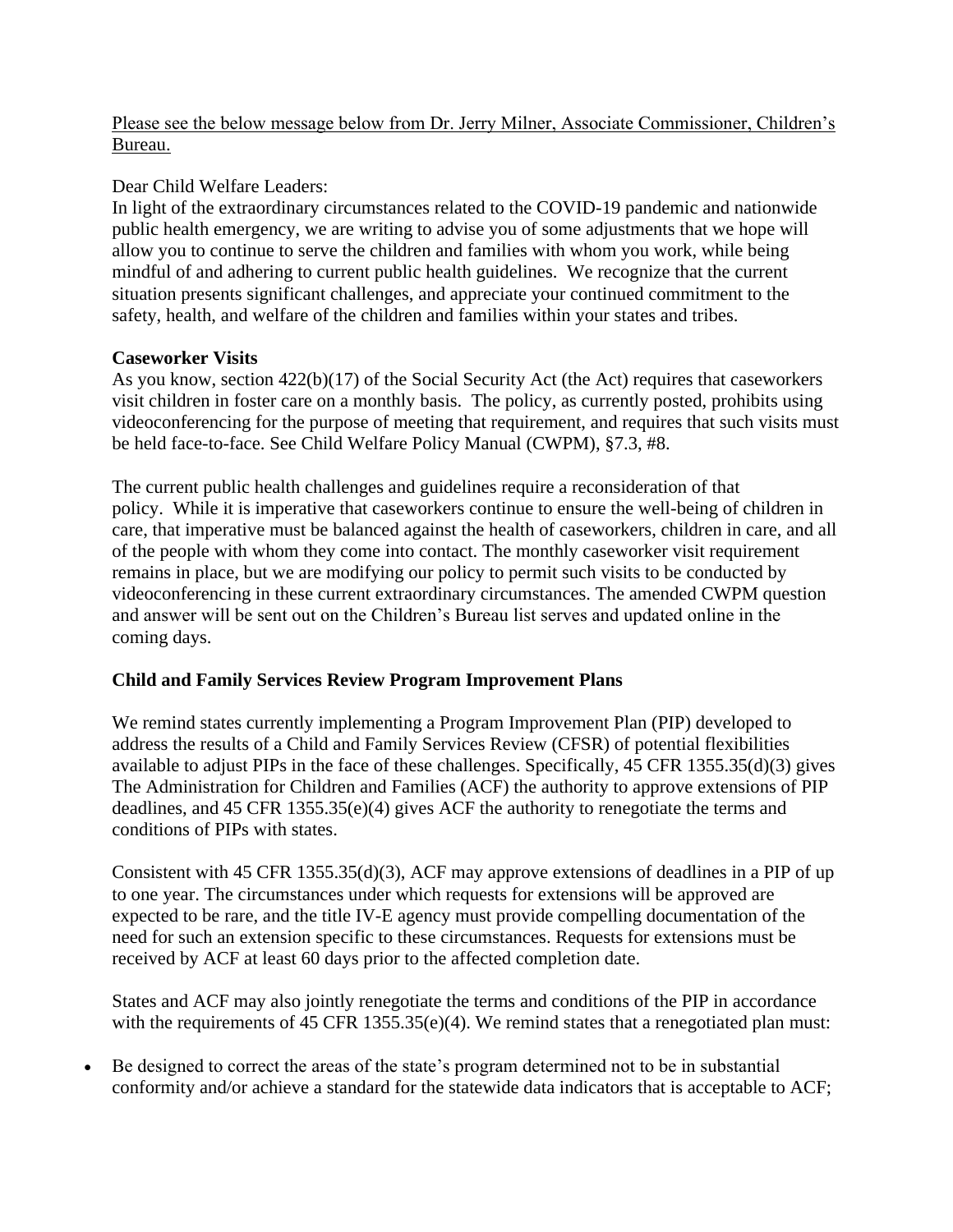Please see the below message below from Dr. Jerry Milner, Associate Commissioner, Children's Bureau.

Dear Child Welfare Leaders:
In light of the extraordinary circumstances related to the COVID-19 pandemic and nationwide public health emergency, we are writing to advise you of some adjustments that we hope will allow you to continue to serve the children and families with whom you work, while being mindful of and adhering to current public health guidelines. We recognize that the current situation presents significant challenges, and appreciate your continued commitment to the safety, health, and welfare of the children and families within your states and tribes.

**Caseworker Visits**

As you know, section 422(b)(17) of the Social Security Act (the Act) requires that caseworkers visit children in foster care on a monthly basis. The policy, as currently posted, prohibits using videoconferencing for the purpose of meeting that requirement, and requires that such visits must be held face-to-face. See Child Welfare Policy Manual (CWPM), §7.3, #8.

The current public health challenges and guidelines require a reconsideration of that policy. While it is imperative that caseworkers continue to ensure the well-being of children in care, that imperative must be balanced against the health of caseworkers, children in care, and all of the people with whom they come into contact. The monthly caseworker visit requirement remains in place, but we are modifying our policy to permit such visits to be conducted by videoconferencing in these current extraordinary circumstances. The amended CWPM question and answer will be sent out on the Children's Bureau list serves and updated online in the coming days.

**Child and Family Services Review Program Improvement Plans**

We remind states currently implementing a Program Improvement Plan (PIP) developed to address the results of a Child and Family Services Review (CFSR) of potential flexibilities available to adjust PIPs in the face of these challenges. Specifically, 45 CFR 1355.35(d)(3) gives The Administration for Children and Families (ACF) the authority to approve extensions of PIP deadlines, and 45 CFR 1355.35(e)(4) gives ACF the authority to renegotiate the terms and conditions of PIPs with states.

Consistent with 45 CFR 1355.35(d)(3), ACF may approve extensions of deadlines in a PIP of up to one year. The circumstances under which requests for extensions will be approved are expected to be rare, and the title IV-E agency must provide compelling documentation of the need for such an extension specific to these circumstances. Requests for extensions must be received by ACF at least 60 days prior to the affected completion date.

States and ACF may also jointly renegotiate the terms and conditions of the PIP in accordance with the requirements of 45 CFR 1355.35(e)(4). We remind states that a renegotiated plan must:

- Be designed to correct the areas of the state's program determined not to be in substantial conformity and/or achieve a standard for the statewide data indicators that is acceptable to ACF;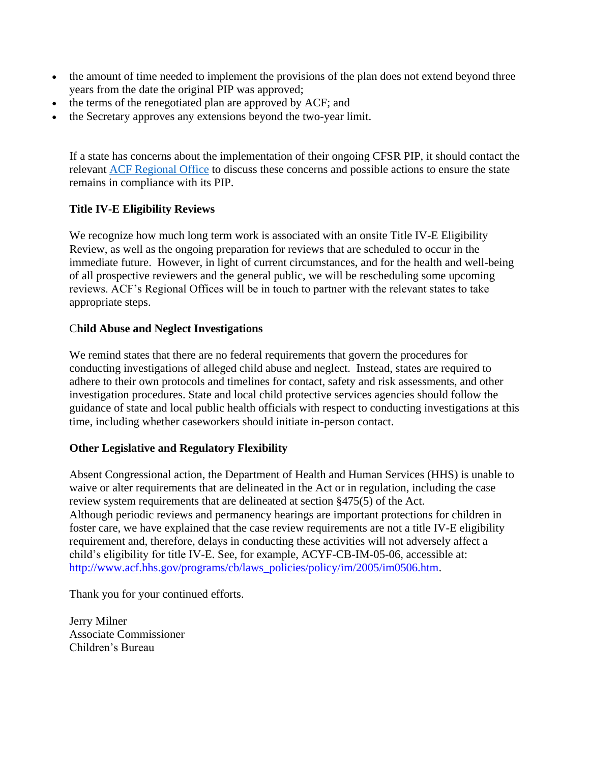- the amount of time needed to implement the provisions of the plan does not extend beyond three years from the date the original PIP was approved;
- the terms of the renegotiated plan are approved by ACF; and
- the Secretary approves any extensions beyond the two-year limit.

If a state has concerns about the implementation of their ongoing CFSR PIP, it should contact the relevant [ACF Regional Office](ACF Regional Office) to discuss these concerns and possible actions to ensure the state remains in compliance with its PIP.

**Title IV-E Eligibility Reviews**

We recognize how much long term work is associated with an onsite Title IV-E Eligibility Review, as well as the ongoing preparation for reviews that are scheduled to occur in the immediate future. However, in light of current circumstances, and for the health and well-being of all prospective reviewers and the general public, we will be rescheduling some upcoming reviews. ACF's Regional Offices will be in touch to partner with the relevant states to take appropriate steps.

**Child Abuse and Neglect Investigations**

We remind states that there are no federal requirements that govern the procedures for conducting investigations of alleged child abuse and neglect. Instead, states are required to adhere to their own protocols and timelines for contact, safety and risk assessments, and other investigation procedures. State and local child protective services agencies should follow the guidance of state and local public health officials with respect to conducting investigations at this time, including whether caseworkers should initiate in-person contact.

**Other Legislative and Regulatory Flexibility**

Absent Congressional action, the Department of Health and Human Services (HHS) is unable to waive or alter requirements that are delineated in the Act or in regulation, including the case review system requirements that are delineated at section §475(5) of the Act.
Although periodic reviews and permanency hearings are important protections for children in foster care, we have explained that the case review requirements are not a title IV-E eligibility requirement and, therefore, delays in conducting these activities will not adversely affect a child's eligibility for title IV-E. See, for example, ACYF-CB-IM-05-06, accessible at: http://www.acf.hhs.gov/programs/cb/laws_policies/policy/im/2005/im0506.htm.

Thank you for your continued efforts.

Jerry Milner
Associate Commissioner
Children's Bureau